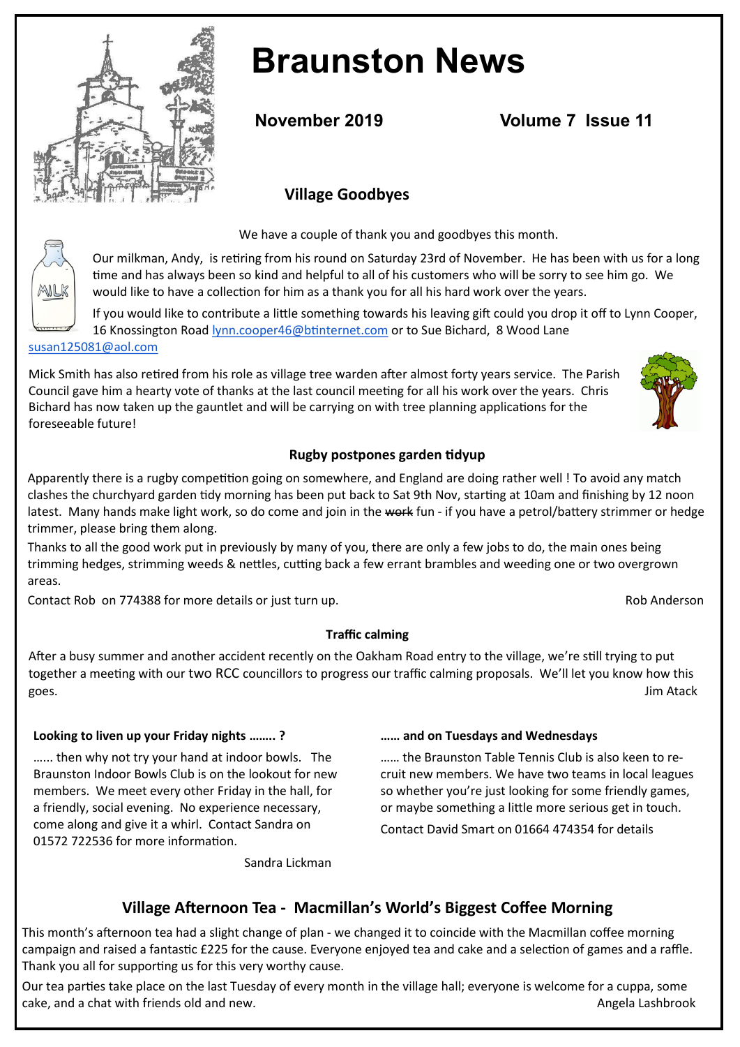# Braunston News

**November 2019** **Volume 7 Issue 11**

## Village Goodbyes

We have a couple of thank you and goodbyes this month.

Our milkman, Andy, is retiring from his round on Saturday 23rd of November. He has been with us for a long time and has always been so kind and helpful to all of his customers who will be sorry to see him go. We would like to have a collection for him as a thank you for all his hard work over the years.

If you would like to contribute a little something towards his leaving gift could you drop it off to Lynn Cooper, 16 Knossington Road lynn.cooper46@btinternet.com or to Sue Bichard, 8 Wood Lane susan125081@aol.com

Mick Smith has also retired from his role as village tree warden after almost forty years service. The Parish Council gave him a hearty vote of thanks at the last council meeting for all his work over the years. Chris Bichard has now taken up the gauntlet and will be carrying on with tree planning applications for the foreseeable future!

### Rugby postpones garden tidyup

Apparently there is a rugby competition going on somewhere, and England are doing rather well ! To avoid any match clashes the churchyard garden tidy morning has been put back to Sat 9th Nov, starting at 10am and finishing by 12 noon latest. Many hands make light work, so do come and join in the ~~work~~ fun - if you have a petrol/battery strimmer or hedge trimmer, please bring them along.

Thanks to all the good work put in previously by many of you, there are only a few jobs to do, the main ones being trimming hedges, strimming weeds & nettles, cutting back a few errant brambles and weeding one or two overgrown areas.

Contact Rob on 774388 for more details or just turn up.

Rob Anderson

### Traffic calming

After a busy summer and another accident recently on the Oakham Road entry to the village, we're still trying to put together a meeting with our two RCC councillors to progress our traffic calming proposals. We'll let you know how this goes.

Jim Atack

### Looking to liven up your Friday nights …….. ?

…... then why not try your hand at indoor bowls. The Braunston Indoor Bowls Club is on the lookout for new members. We meet every other Friday in the hall, for a friendly, social evening. No experience necessary, come along and give it a whirl. Contact Sandra on 01572 722536 for more information.

Sandra Lickman

### …… and on Tuesdays and Wednesdays

…… the Braunston Table Tennis Club is also keen to re-cruit new members. We have two teams in local leagues so whether you're just looking for some friendly games, or maybe something a little more serious get in touch.

Contact David Smart on 01664 474354 for details

## Village Afternoon Tea - Macmillan's World's Biggest Coffee Morning

This month's afternoon tea had a slight change of plan - we changed it to coincide with the Macmillan coffee morning campaign and raised a fantastic £225 for the cause. Everyone enjoyed tea and cake and a selection of games and a raffle. Thank you all for supporting us for this very worthy cause.

Our tea parties take place on the last Tuesday of every month in the village hall; everyone is welcome for a cuppa, some cake, and a chat with friends old and new.

Angela Lashbrook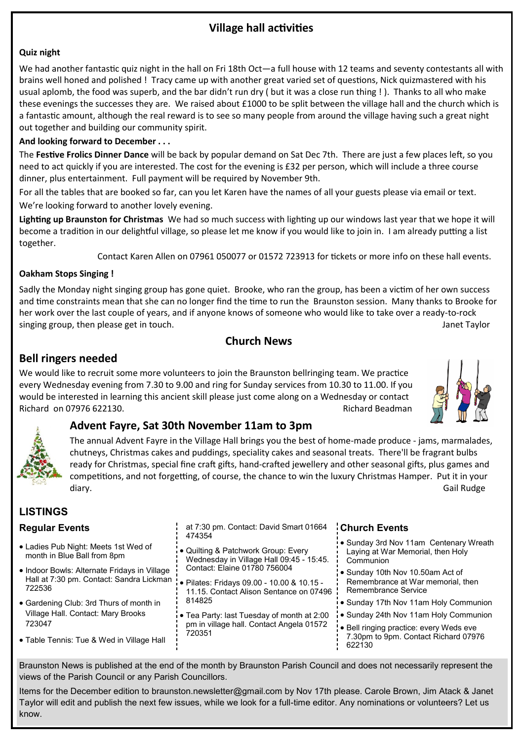# Village hall activities

**Quiz night**

We had another fantastic quiz night in the hall on Fri 18th Oct—a full house with 12 teams and seventy contestants all with brains well honed and polished ! Tracy came up with another great varied set of questions, Nick quizmastered with his usual aplomb, the food was superb, and the bar didn't run dry ( but it was a close run thing ! ). Thanks to all who make these evenings the successes they are. We raised about £1000 to be split between the village hall and the church which is a fantastic amount, although the real reward is to see so many people from around the village having such a great night out together and building our community spirit.

**And looking forward to December . . .**

The **Festive Frolics Dinner Dance** will be back by popular demand on Sat Dec 7th. There are just a few places left, so you need to act quickly if you are interested. The cost for the evening is £32 per person, which will include a three course dinner, plus entertainment. Full payment will be required by November 9th.

For all the tables that are booked so far, can you let Karen have the names of all your guests please via email or text.

We're looking forward to another lovely evening.

**Lighting up Braunston for Christmas** We had so much success with lighting up our windows last year that we hope it will become a tradition in our delightful village, so please let me know if you would like to join in. I am already putting a list together.

Contact Karen Allen on 07961 050077 or 01572 723913 for tickets or more info on these hall events.

**Oakham Stops Singing !**

Sadly the Monday night singing group has gone quiet. Brooke, who ran the group, has been a victim of her own success and time constraints mean that she can no longer find the time to run the Braunston session. Many thanks to Brooke for her work over the last couple of years, and if anyone knows of someone who would like to take over a ready-to-rock singing group, then please get in touch.

Janet Taylor

# Church News

## Bell ringers needed

We would like to recruit some more volunteers to join the Braunston bellringing team. We practice every Wednesday evening from 7.30 to 9.00 and ring for Sunday services from 10.30 to 11.00. If you would be interested in learning this ancient skill please just come along on a Wednesday or contact Richard on 07976 622130.

Richard Beadman

## Advent Fayre, Sat 30th November 11am to 3pm

The annual Advent Fayre in the Village Hall brings you the best of home-made produce - jams, marmalades, chutneys, Christmas cakes and puddings, speciality cakes and seasonal treats. There'll be fragrant bulbs ready for Christmas, special fine craft gifts, hand-crafted jewellery and other seasonal gifts, plus games and competitions, and not forgetting, of course, the chance to win the luxury Christmas Hamper. Put it in your diary.

Gail Rudge

## LISTINGS

### Regular Events

- Ladies Pub Night: Meets 1st Wed of month in Blue Ball from 8pm
- Indoor Bowls: Alternate Fridays in Village Hall at 7:30 pm. Contact: Sandra Lickman 722536
- Gardening Club: 3rd Thurs of month in Village Hall. Contact: Mary Brooks 723047
- Table Tennis: Tue & Wed in Village Hall at 7:30 pm. Contact: David Smart 01664 474354
- Quilting & Patchwork Group: Every Wednesday in Village Hall 09:45 - 15:45. Contact: Elaine 01780 756004
- Pilates: Fridays 09.00 - 10.00 & 10.15 - 11.15. Contact Alison Sentance on 07496 814825
- Tea Party: last Tuesday of month at 2:00 pm in village hall. Contact Angela 01572 720351

### Church Events

- Sunday 3rd Nov 11am Centenary Wreath Laying at War Memorial, then Holy Communion
- Sunday 10th Nov 10.50am Act of Remembrance at War memorial, then Remembrance Service
- Sunday 17th Nov 11am Holy Communion
- Sunday 24th Nov 11am Holy Communion
- Bell ringing practice: every Weds eve 7.30pm to 9pm. Contact Richard 07976 622130

Braunston News is published at the end of the month by Braunston Parish Council and does not necessarily represent the views of the Parish Council or any Parish Councillors.

Items for the December edition to braunston.newsletter@gmail.com by Nov 17th please. Carole Brown, Jim Atack & Janet Taylor will edit and publish the next few issues, while we look for a full-time editor. Any nominations or volunteers? Let us know.